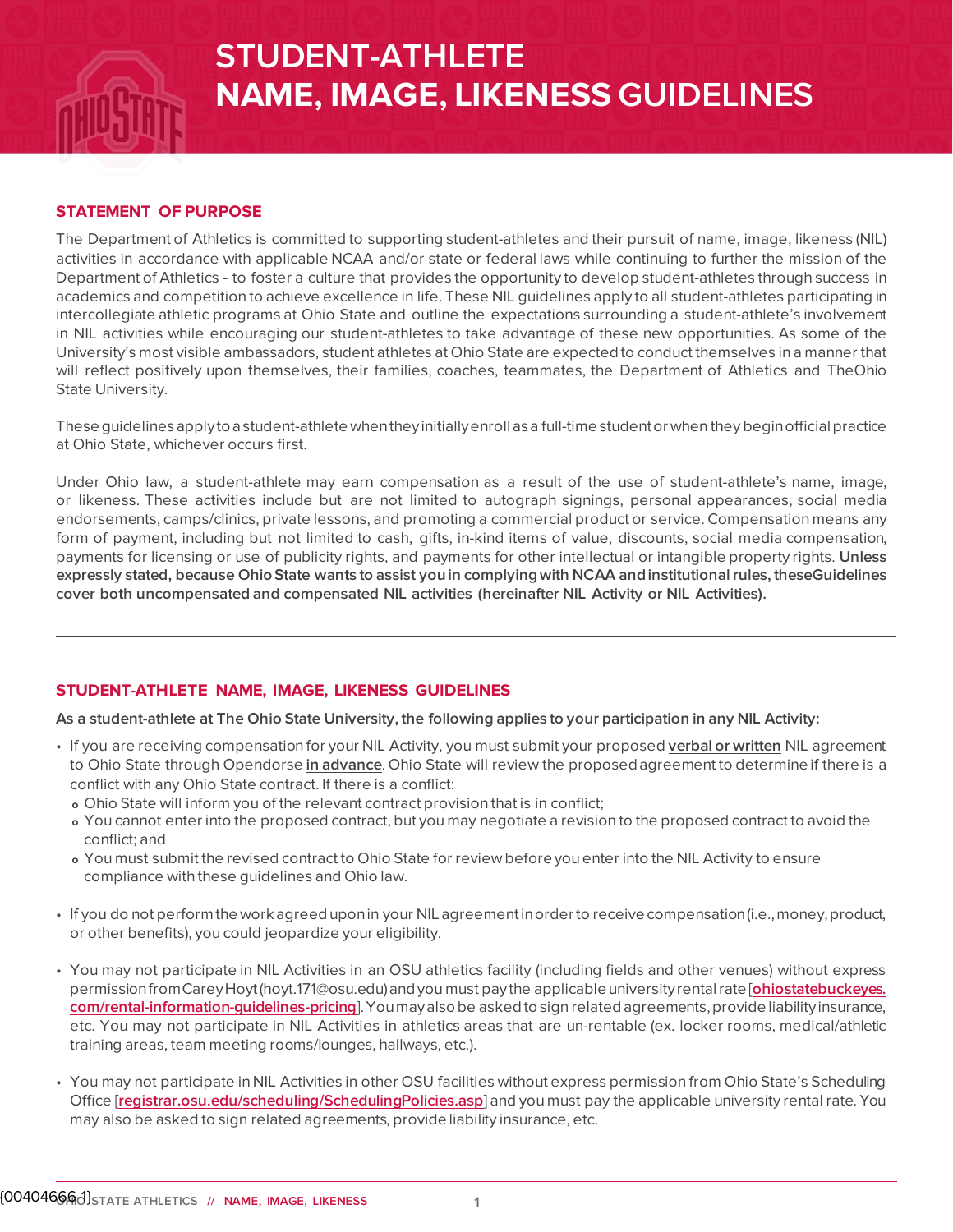# STUDENT-ATHLETE NAME, IMAGE, LIKENESS GUIDELINES

## STATEMENT OF PURPOSE

The Department of Athletics is committed to supporting student-athletes and their pursuit of name, image, likeness (NIL) activities in accordance with applicable NCAA and/or state or federal laws while continuing to further the mission of the Department of Athletics - to foster a culture that provides the opportunity to develop student-athletes through success in academics and competition to achieve excellence in life. These NIL guidelines apply to all student-athletes participating in intercollegiate athletic programs at Ohio State and outline the expectations surrounding a student-athlete's involvement in NIL activities while encouraging our student-athletes to take advantage of these new opportunities. As some of the University's most visible ambassadors, student athletes at Ohio State are expected to conduct themselves in a manner that will reflect positively upon themselves, their families, coaches, teammates, the Department of Athletics and TheOhio State University.

These guidelines apply to a student-athlete when they initially enroll as a full-time student or when they begin official practice at Ohio State, whichever occurs first.

Under Ohio law, a student-athlete may earn compensation as a result of the use of student-athlete's name, image, or likeness. These activities include but are not limited to autograph signings, personal appearances, social media endorsements, camps/clinics, private lessons, and promoting a commercial product or service. Compensation means any form of payment, including but not limited to cash, gifts, in-kind items of value, discounts, social media compensation, payments for licensing or use of publicity rights, and payments for other intellectual or intangible property rights. **Unless expressly stated, because Ohio State wants to assist you in complying with NCAA and institutional rules, theseGuidelines cover both uncompensated and compensated NIL activities (hereinafter NIL Activity or NIL Activities).**

---

## STUDENT-ATHLETE NAME, IMAGE, LIKENESS GUIDELINES

**As a student-athlete at The Ohio State University, the following applies to your participation in any NIL Activity:**

- If you are receiving compensation for your NIL Activity, you must submit your proposed **verbal or written** NIL agreement to Ohio State through Opendorse **in advance**. Ohio State will review the proposed agreement to determine if there is a conflict with any Ohio State contract. If there is a conflict:
  - Ohio State will inform you of the relevant contract provision that is in conflict;
  - You cannot enter into the proposed contract, but you may negotiate a revision to the proposed contract to avoid the conflict; and
  - You must submit the revised contract to Ohio State for review before you enter into the NIL Activity to ensure compliance with these guidelines and Ohio law.

- If you do not perform the work agreed upon in your NIL agreement in order to receive compensation (i.e., money, product, or other benefits), you could jeopardize your eligibility.

- You may not participate in NIL Activities in an OSU athletics facility (including fields and other venues) without express permission from Carey Hoyt (hoyt.171@osu.edu) and you must pay the applicable university rental rate [ohiostatebuckeyes.com/rental-information-guidelines-pricing]. You may also be asked to sign related agreements, provide liability insurance, etc. You may not participate in NIL Activities in athletics areas that are un-rentable (ex. locker rooms, medical/athletic training areas, team meeting rooms/lounges, hallways, etc.).

- You may not participate in NIL Activities in other OSU facilities without express permission from Ohio State's Scheduling Office [registrar.osu.edu/scheduling/SchedulingPolicies.asp] and you must pay the applicable university rental rate. You may also be asked to sign related agreements, provide liability insurance, etc.

{00404666-1}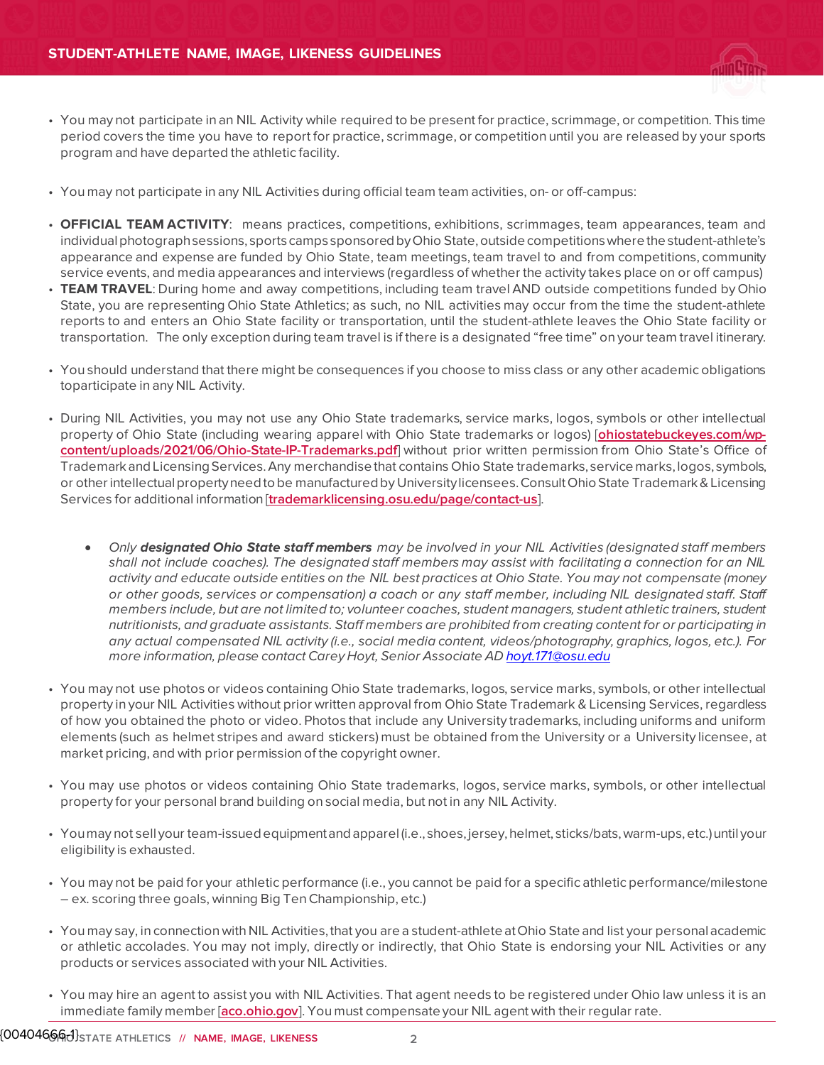- You may not participate in an NIL Activity while required to be present for practice, scrimmage, or competition. This time period covers the time you have to report for practice, scrimmage, or competition until you are released by your sports program and have departed the athletic facility.

- You may not participate in any NIL Activities during official team team activities, on- or off-campus:

- **OFFICIAL TEAM ACTIVITY**: means practices, competitions, exhibitions, scrimmages, team appearances, team and individual photograph sessions, sports camps sponsored by Ohio State, outside competitions where the student-athlete's appearance and expense are funded by Ohio State, team meetings, team travel to and from competitions, community service events, and media appearances and interviews (regardless of whether the activity takes place on or off campus)
- **TEAM TRAVEL**: During home and away competitions, including team travel AND outside competitions funded by Ohio State, you are representing Ohio State Athletics; as such, no NIL activities may occur from the time the student-athlete reports to and enters an Ohio State facility or transportation, until the student-athlete leaves the Ohio State facility or transportation. The only exception during team travel is if there is a designated "free time" on your team travel itinerary.

- You should understand that there might be consequences if you choose to miss class or any other academic obligations toparticipate in any NIL Activity.

- During NIL Activities, you may not use any Ohio State trademarks, service marks, logos, symbols or other intellectual property of Ohio State (including wearing apparel with Ohio State trademarks or logos) [**ohiostatebuckeyes.com/wp-content/uploads/2021/06/Ohio-State-IP-Trademarks.pdf**] without prior written permission from Ohio State's Office of Trademark and Licensing Services. Any merchandise that contains Ohio State trademarks, service marks, logos, symbols, or other intellectual property need to be manufactured by University licensees. Consult Ohio State Trademark & Licensing Services for additional information [**trademarklicensing.osu.edu/page/contact-us**].

  - *Only **designated Ohio State staff members** may be involved in your NIL Activities (designated staff members shall not include coaches). The designated staff members may assist with facilitating a connection for an NIL activity and educate outside entities on the NIL best practices at Ohio State. You may not compensate (money or other goods, services or compensation) a coach or any staff member, including NIL designated staff. Staff members include, but are not limited to; volunteer coaches, student managers, student athletic trainers, student nutritionists, and graduate assistants. Staff members are prohibited from creating content for or participating in any actual compensated NIL activity (i.e., social media content, videos/photography, graphics, logos, etc.). For more information, please contact Carey Hoyt, Senior Associate AD hoyt.171@osu.edu*

- You may not use photos or videos containing Ohio State trademarks, logos, service marks, symbols, or other intellectual property in your NIL Activities without prior written approval from Ohio State Trademark & Licensing Services, regardless of how you obtained the photo or video. Photos that include any University trademarks, including uniforms and uniform elements (such as helmet stripes and award stickers) must be obtained from the University or a University licensee, at market pricing, and with prior permission of the copyright owner.

- You may use photos or videos containing Ohio State trademarks, logos, service marks, symbols, or other intellectual property for your personal brand building on social media, but not in any NIL Activity.

- You may not sell your team-issued equipment and apparel (i.e., shoes, jersey, helmet, sticks/bats, warm-ups, etc.) until your eligibility is exhausted.

- You may not be paid for your athletic performance (i.e., you cannot be paid for a specific athletic performance/milestone – ex. scoring three goals, winning Big Ten Championship, etc.)

- You may say, in connection with NIL Activities, that you are a student-athlete at Ohio State and list your personal academic or athletic accolades. You may not imply, directly or indirectly, that Ohio State is endorsing your NIL Activities or any products or services associated with your NIL Activities.

- You may hire an agent to assist you with NIL Activities. That agent needs to be registered under Ohio law unless it is an immediate family member [**aco.ohio.gov**]. You must compensate your NIL agent with their regular rate.

{00404666-1}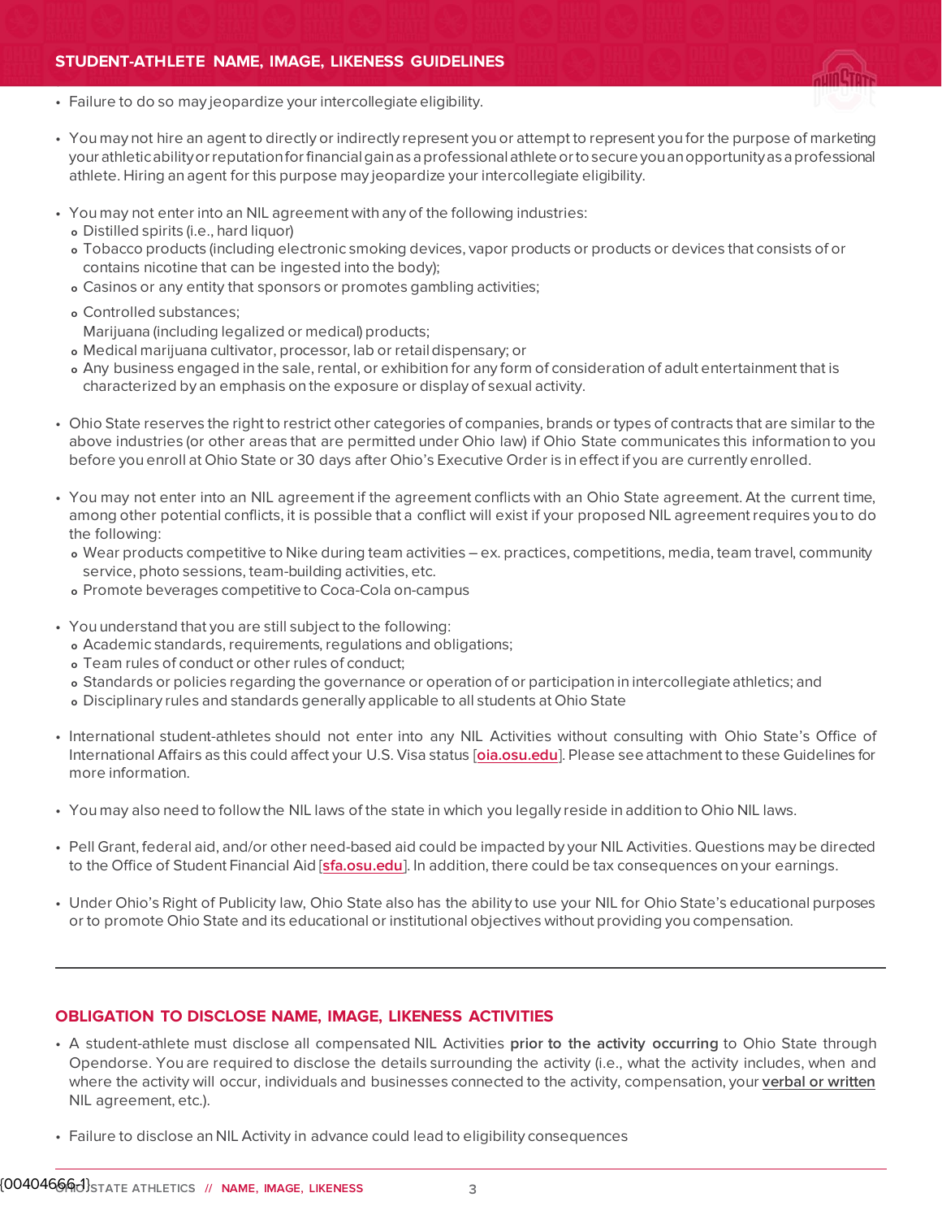- Failure to do so may jeopardize your intercollegiate eligibility.

- You may not hire an agent to directly or indirectly represent you or attempt to represent you for the purpose of marketing your athletic ability or reputation for financial gain as a professional athlete or to secure you an opportunity as a professional athlete. Hiring an agent for this purpose may jeopardize your intercollegiate eligibility.

- You may not enter into an NIL agreement with any of the following industries:
  - Distilled spirits (i.e., hard liquor)
  - Tobacco products (including electronic smoking devices, vapor products or products or devices that consists of or contains nicotine that can be ingested into the body);
  - Casinos or any entity that sponsors or promotes gambling activities;
  - Controlled substances;
    Marijuana (including legalized or medical) products;
  - Medical marijuana cultivator, processor, lab or retail dispensary; or
  - Any business engaged in the sale, rental, or exhibition for any form of consideration of adult entertainment that is characterized by an emphasis on the exposure or display of sexual activity.

- Ohio State reserves the right to restrict other categories of companies, brands or types of contracts that are similar to the above industries (or other areas that are permitted under Ohio law) if Ohio State communicates this information to you before you enroll at Ohio State or 30 days after Ohio's Executive Order is in effect if you are currently enrolled.

- You may not enter into an NIL agreement if the agreement conflicts with an Ohio State agreement. At the current time, among other potential conflicts, it is possible that a conflict will exist if your proposed NIL agreement requires you to do the following:
  - Wear products competitive to Nike during team activities – ex. practices, competitions, media, team travel, community service, photo sessions, team-building activities, etc.
  - Promote beverages competitive to Coca-Cola on-campus

- You understand that you are still subject to the following:
  - Academic standards, requirements, regulations and obligations;
  - Team rules of conduct or other rules of conduct;
  - Standards or policies regarding the governance or operation of or participation in intercollegiate athletics; and
  - Disciplinary rules and standards generally applicable to all students at Ohio State

- International student-athletes should not enter into any NIL Activities without consulting with Ohio State's Office of International Affairs as this could affect your U.S. Visa status [oia.osu.edu]. Please see attachment to these Guidelines for more information.

- You may also need to follow the NIL laws of the state in which you legally reside in addition to Ohio NIL laws.

- Pell Grant, federal aid, and/or other need-based aid could be impacted by your NIL Activities. Questions may be directed to the Office of Student Financial Aid [sfa.osu.edu]. In addition, there could be tax consequences on your earnings.

- Under Ohio's Right of Publicity law, Ohio State also has the ability to use your NIL for Ohio State's educational purposes or to promote Ohio State and its educational or institutional objectives without providing you compensation.

---

## OBLIGATION TO DISCLOSE NAME, IMAGE, LIKENESS ACTIVITIES

- A student-athlete must disclose all compensated NIL Activities **prior to the activity occurring** to Ohio State through Opendorse. You are required to disclose the details surrounding the activity (i.e., what the activity includes, when and where the activity will occur, individuals and businesses connected to the activity, compensation, your verbal or written NIL agreement, etc.).

- Failure to disclose an NIL Activity in advance could lead to eligibility consequences

{00404666-1}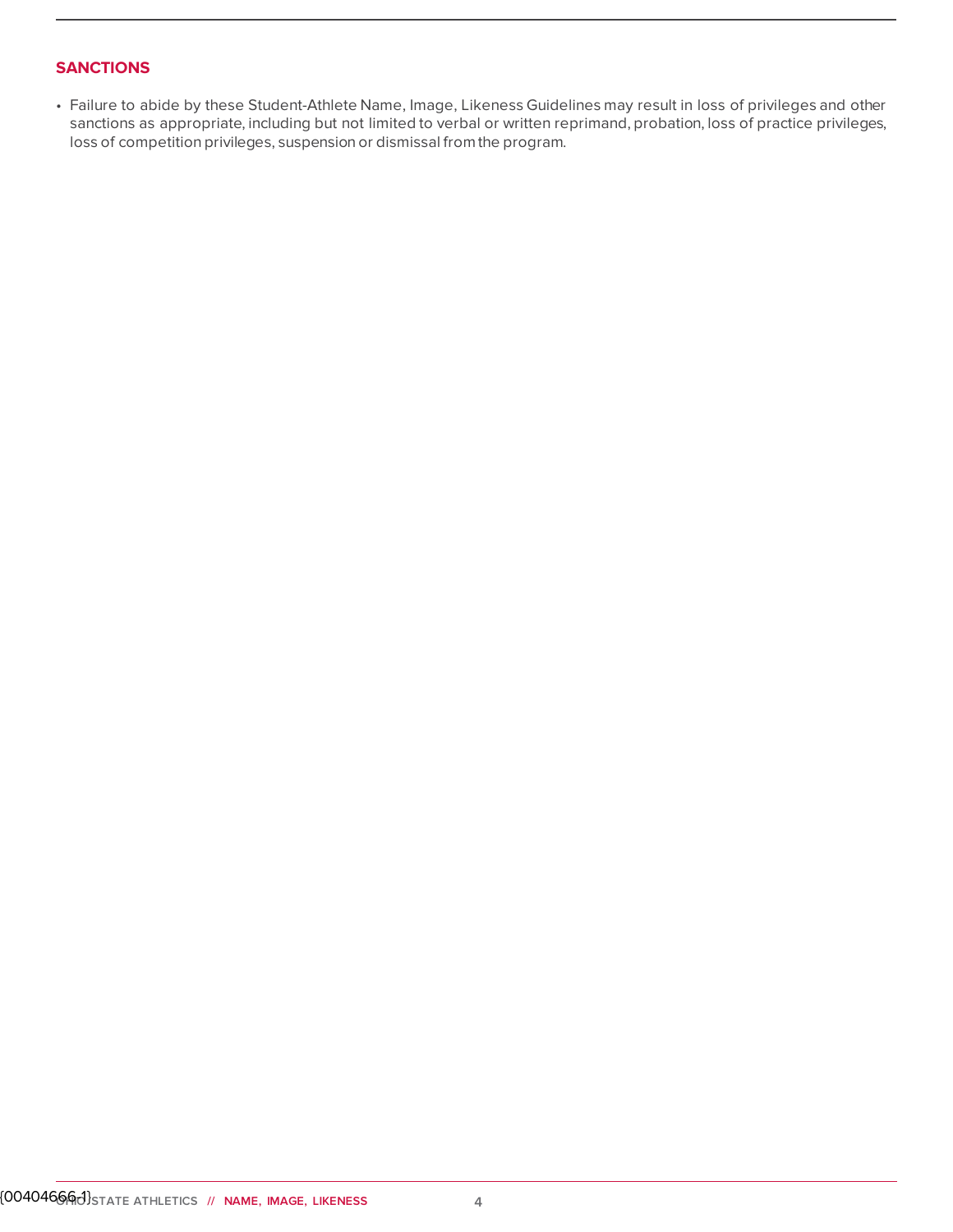## SANCTIONS

- Failure to abide by these Student-Athlete Name, Image, Likeness Guidelines may result in loss of privileges and other sanctions as appropriate, including but not limited to verbal or written reprimand, probation, loss of practice privileges, loss of competition privileges, suspension or dismissal from the program.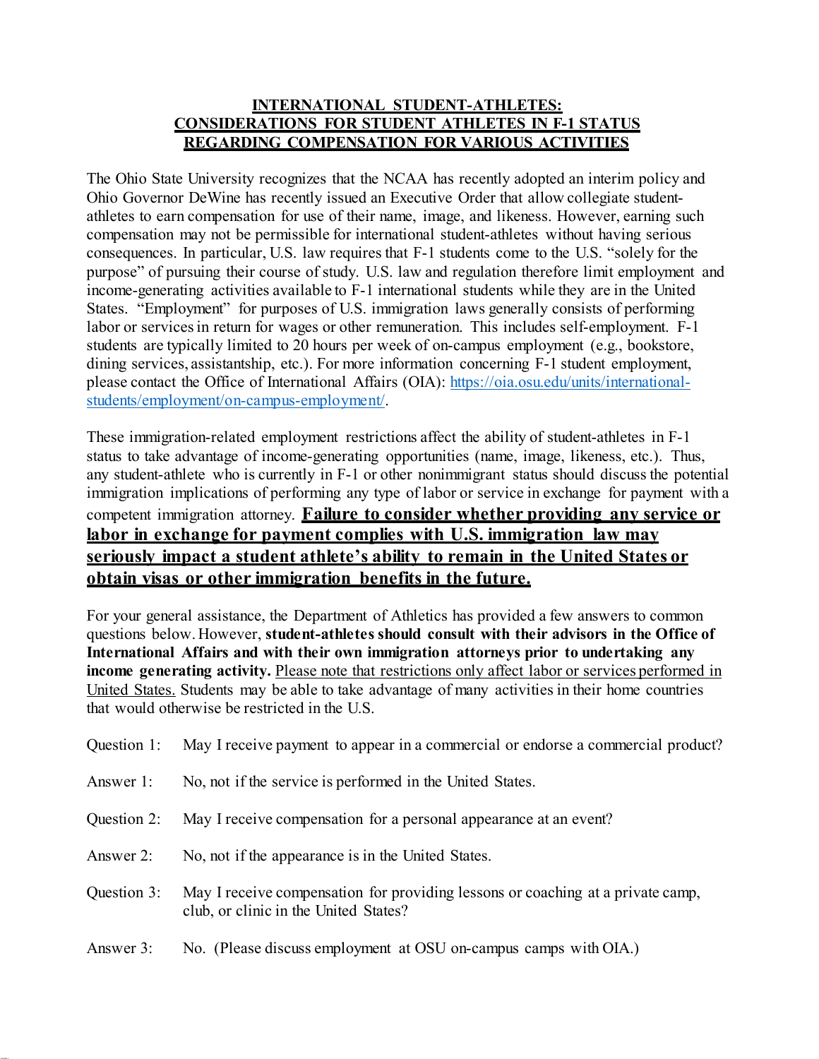## INTERNATIONAL STUDENT-ATHLETES: CONSIDERATIONS FOR STUDENT ATHLETES IN F-1 STATUS REGARDING COMPENSATION FOR VARIOUS ACTIVITIES

The Ohio State University recognizes that the NCAA has recently adopted an interim policy and Ohio Governor DeWine has recently issued an Executive Order that allow collegiate student-athletes to earn compensation for use of their name, image, and likeness. However, earning such compensation may not be permissible for international student-athletes without having serious consequences. In particular, U.S. law requires that F-1 students come to the U.S. "solely for the purpose" of pursuing their course of study. U.S. law and regulation therefore limit employment and income-generating activities available to F-1 international students while they are in the United States. "Employment" for purposes of U.S. immigration laws generally consists of performing labor or services in return for wages or other remuneration. This includes self-employment. F-1 students are typically limited to 20 hours per week of on-campus employment (e.g., bookstore, dining services, assistantship, etc.). For more information concerning F-1 student employment, please contact the Office of International Affairs (OIA): https://oia.osu.edu/units/international-students/employment/on-campus-employment/.

These immigration-related employment restrictions affect the ability of student-athletes in F-1 status to take advantage of income-generating opportunities (name, image, likeness, etc.). Thus, any student-athlete who is currently in F-1 or other nonimmigrant status should discuss the potential immigration implications of performing any type of labor or service in exchange for payment with a competent immigration attorney. **Failure to consider whether providing any service or labor in exchange for payment complies with U.S. immigration law may seriously impact a student athlete's ability to remain in the United States or obtain visas or other immigration benefits in the future.**

For your general assistance, the Department of Athletics has provided a few answers to common questions below. However, **student-athletes should consult with their advisors in the Office of International Affairs and with their own immigration attorneys prior to undertaking any income generating activity.** Please note that restrictions only affect labor or services performed in United States. Students may be able to take advantage of many activities in their home countries that would otherwise be restricted in the U.S.

Question 1: May I receive payment to appear in a commercial or endorse a commercial product?

Answer 1: No, not if the service is performed in the United States.

Question 2: May I receive compensation for a personal appearance at an event?

Answer 2: No, not if the appearance is in the United States.

Question 3: May I receive compensation for providing lessons or coaching at a private camp, club, or clinic in the United States?

Answer 3: No. (Please discuss employment at OSU on-campus camps with OIA.)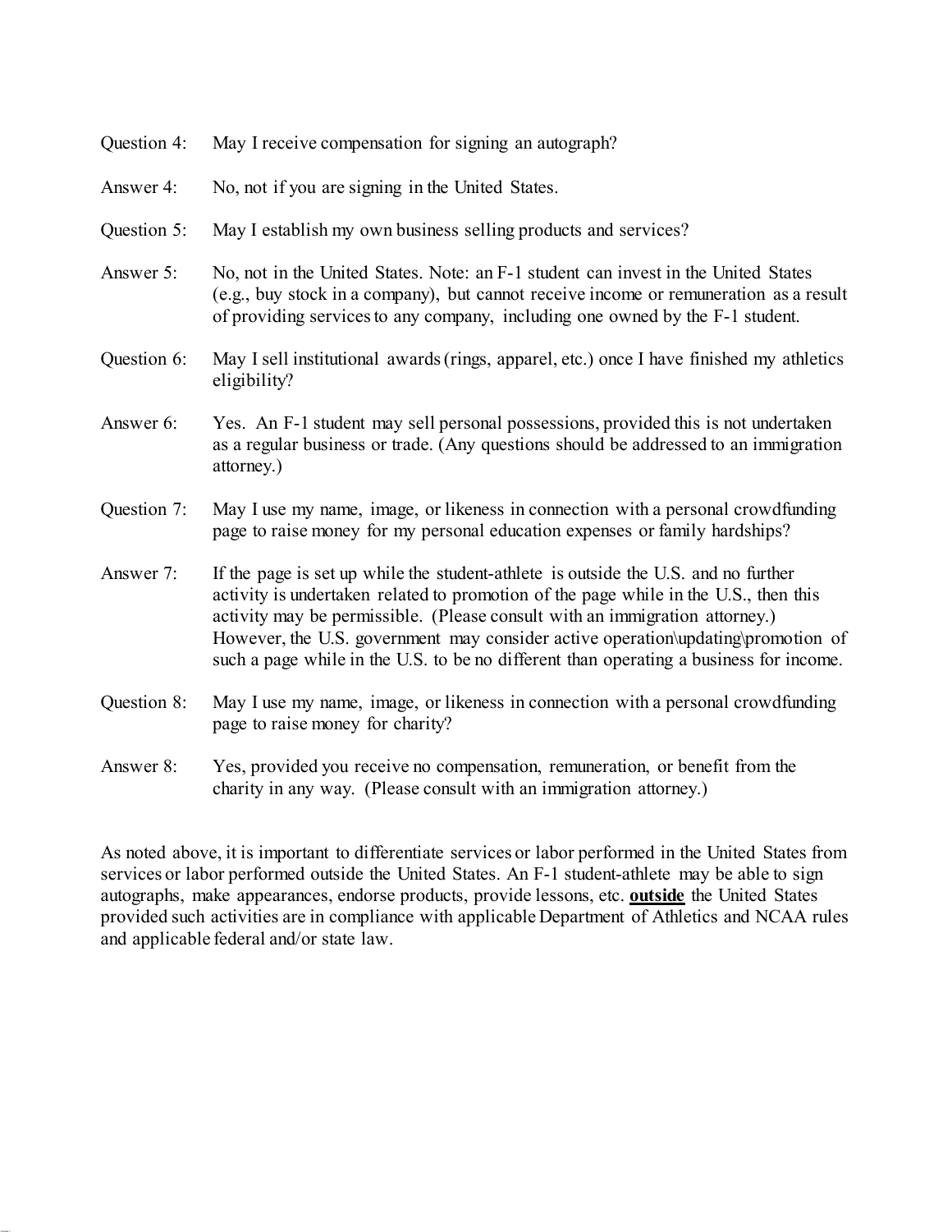Question 4: May I receive compensation for signing an autograph?

Answer 4: No, not if you are signing in the United States.

Question 5: May I establish my own business selling products and services?

Answer 5: No, not in the United States. Note: an F-1 student can invest in the United States (e.g., buy stock in a company), but cannot receive income or remuneration as a result of providing services to any company, including one owned by the F-1 student.

Question 6: May I sell institutional awards (rings, apparel, etc.) once I have finished my athletics eligibility?

Answer 6: Yes. An F-1 student may sell personal possessions, provided this is not undertaken as a regular business or trade. (Any questions should be addressed to an immigration attorney.)

Question 7: May I use my name, image, or likeness in connection with a personal crowdfunding page to raise money for my personal education expenses or family hardships?

Answer 7: If the page is set up while the student-athlete is outside the U.S. and no further activity is undertaken related to promotion of the page while in the U.S., then this activity may be permissible. (Please consult with an immigration attorney.) However, the U.S. government may consider active operation\updating\promotion of such a page while in the U.S. to be no different than operating a business for income.

Question 8: May I use my name, image, or likeness in connection with a personal crowdfunding page to raise money for charity?

Answer 8: Yes, provided you receive no compensation, remuneration, or benefit from the charity in any way. (Please consult with an immigration attorney.)

As noted above, it is important to differentiate services or labor performed in the United States from services or labor performed outside the United States. An F-1 student-athlete may be able to sign autographs, make appearances, endorse products, provide lessons, etc. **outside** the United States provided such activities are in compliance with applicable Department of Athletics and NCAA rules and applicable federal and/or state law.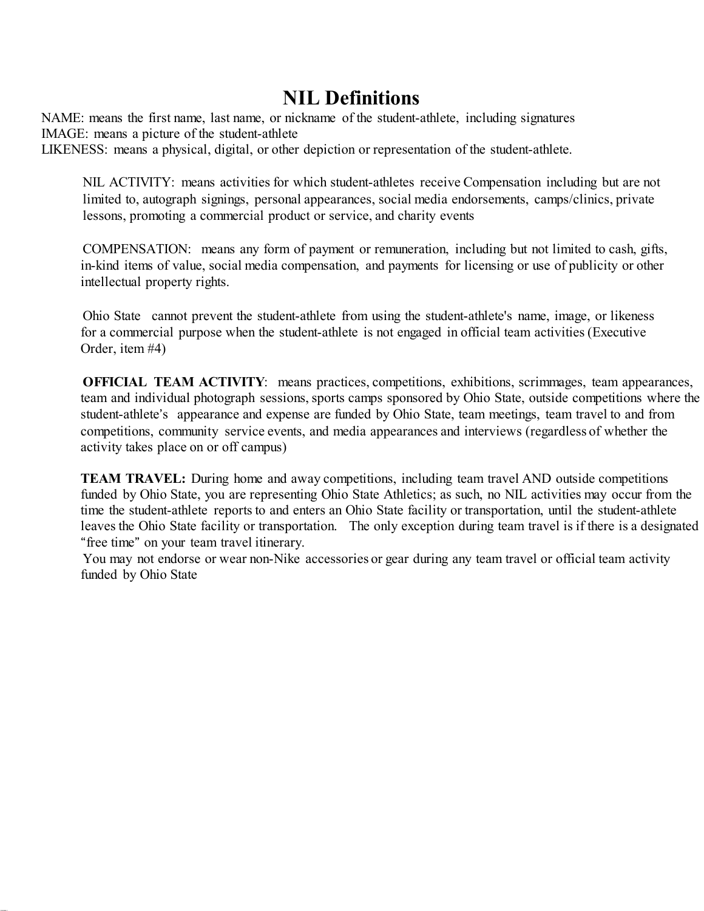# NIL Definitions

NAME: means the first name, last name, or nickname of the student-athlete, including signatures
IMAGE: means a picture of the student-athlete
LIKENESS: means a physical, digital, or other depiction or representation of the student-athlete.

NIL ACTIVITY: means activities for which student-athletes receive Compensation including but are not limited to, autograph signings, personal appearances, social media endorsements, camps/clinics, private lessons, promoting a commercial product or service, and charity events

COMPENSATION: means any form of payment or remuneration, including but not limited to cash, gifts, in-kind items of value, social media compensation, and payments for licensing or use of publicity or other intellectual property rights.

Ohio State cannot prevent the student-athlete from using the student-athlete's name, image, or likeness for a commercial purpose when the student-athlete is not engaged in official team activities (Executive Order, item #4)

**OFFICIAL TEAM ACTIVITY**: means practices, competitions, exhibitions, scrimmages, team appearances, team and individual photograph sessions, sports camps sponsored by Ohio State, outside competitions where the student-athlete's appearance and expense are funded by Ohio State, team meetings, team travel to and from competitions, community service events, and media appearances and interviews (regardless of whether the activity takes place on or off campus)

**TEAM TRAVEL:** During home and away competitions, including team travel AND outside competitions funded by Ohio State, you are representing Ohio State Athletics; as such, no NIL activities may occur from the time the student-athlete reports to and enters an Ohio State facility or transportation, until the student-athlete leaves the Ohio State facility or transportation. The only exception during team travel is if there is a designated "free time" on your team travel itinerary.
You may not endorse or wear non-Nike accessories or gear during any team travel or official team activity funded by Ohio State